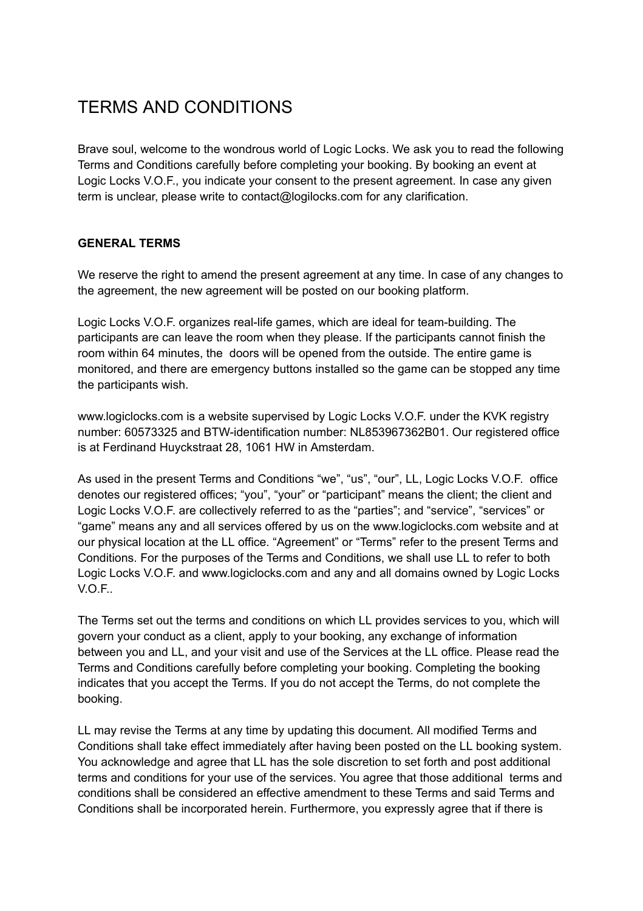# TERMS AND CONDITIONS

Brave soul, welcome to the wondrous world of Logic Locks. We ask you to read the following Terms and Conditions carefully before completing your booking. By booking an event at Logic Locks V.O.F., you indicate your consent to the present agreement. In case any given term is unclear, please write to contact@logilocks.com for any clarification.

**GENERAL TERMS**

We reserve the right to amend the present agreement at any time. In case of any changes to the agreement, the new agreement will be posted on our booking platform.

Logic Locks V.O.F. organizes real-life games, which are ideal for team-building. The participants are can leave the room when they please. If the participants cannot finish the room within 64 minutes, the doors will be opened from the outside. The entire game is monitored, and there are emergency buttons installed so the game can be stopped any time the participants wish.

www.logiclocks.com is a website supervised by Logic Locks V.O.F. under the KVK registry number: 60573325 and BTW-identification number: NL853967362B01. Our registered office is at Ferdinand Huyckstraat 28, 1061 HW in Amsterdam.

As used in the present Terms and Conditions "we", "us", "our", LL, Logic Locks V.O.F. office denotes our registered offices; "you", "your" or "participant" means the client; the client and Logic Locks V.O.F. are collectively referred to as the "parties"; and "service", "services" or "game" means any and all services offered by us on the www.logiclocks.com website and at our physical location at the LL office. "Agreement" or "Terms" refer to the present Terms and Conditions. For the purposes of the Terms and Conditions, we shall use LL to refer to both Logic Locks V.O.F. and www.logiclocks.com and any and all domains owned by Logic Locks V.O.F..

The Terms set out the terms and conditions on which LL provides services to you, which will govern your conduct as a client, apply to your booking, any exchange of information between you and LL, and your visit and use of the Services at the LL office. Please read the Terms and Conditions carefully before completing your booking. Completing the booking indicates that you accept the Terms. If you do not accept the Terms, do not complete the booking.

LL may revise the Terms at any time by updating this document. All modified Terms and Conditions shall take effect immediately after having been posted on the LL booking system. You acknowledge and agree that LL has the sole discretion to set forth and post additional terms and conditions for your use of the services. You agree that those additional terms and conditions shall be considered an effective amendment to these Terms and said Terms and Conditions shall be incorporated herein. Furthermore, you expressly agree that if there is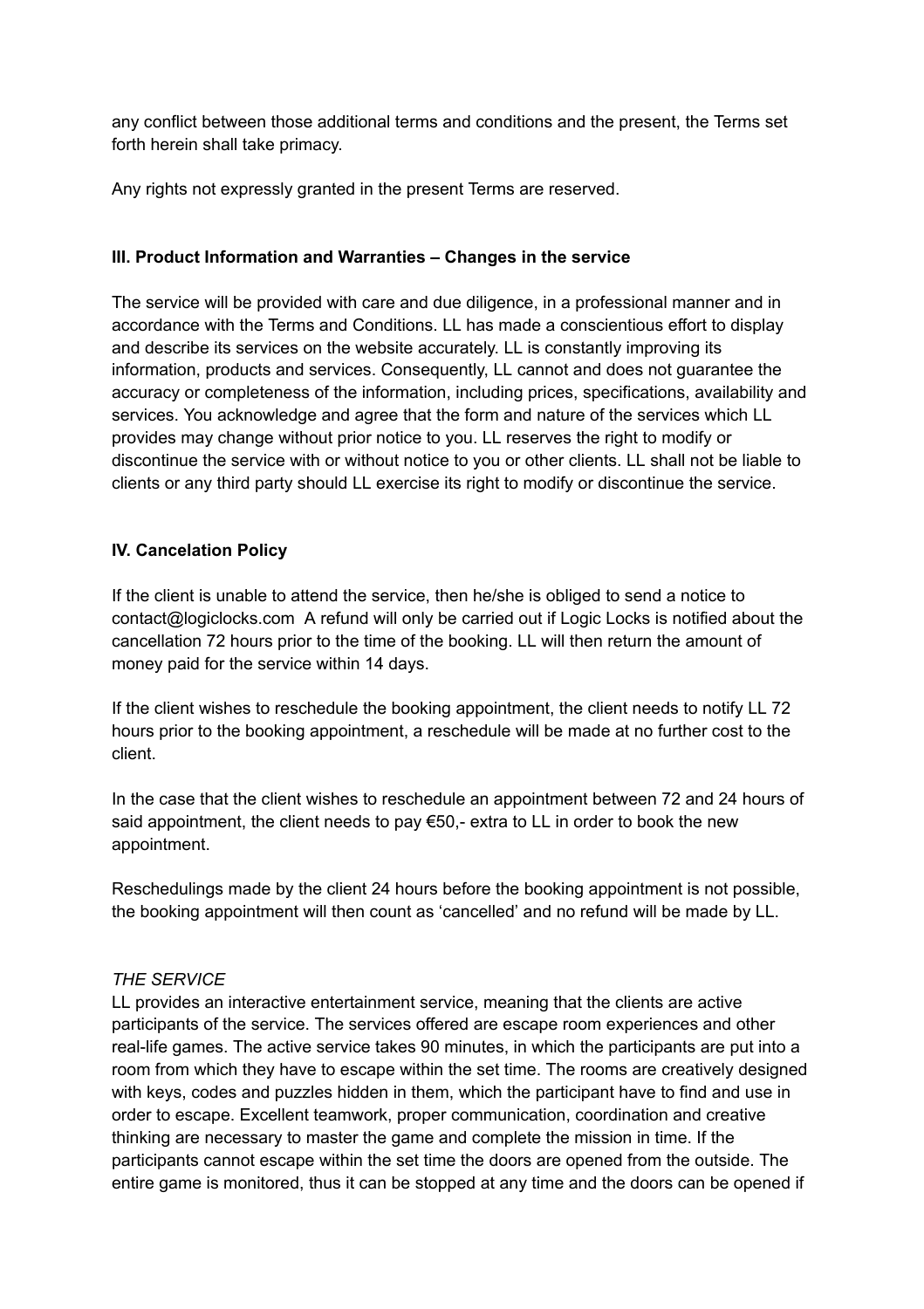any conflict between those additional terms and conditions and the present, the Terms set forth herein shall take primacy.

Any rights not expressly granted in the present Terms are reserved.

### III. Product Information and Warranties – Changes in the service

The service will be provided with care and due diligence, in a professional manner and in accordance with the Terms and Conditions. LL has made a conscientious effort to display and describe its services on the website accurately. LL is constantly improving its information, products and services. Consequently, LL cannot and does not guarantee the accuracy or completeness of the information, including prices, specifications, availability and services. You acknowledge and agree that the form and nature of the services which LL provides may change without prior notice to you. LL reserves the right to modify or discontinue the service with or without notice to you or other clients. LL shall not be liable to clients or any third party should LL exercise its right to modify or discontinue the service.

### IV. Cancelation Policy

If the client is unable to attend the service, then he/she is obliged to send a notice to contact@logiclocks.com A refund will only be carried out if Logic Locks is notified about the cancellation 72 hours prior to the time of the booking. LL will then return the amount of money paid for the service within 14 days.

If the client wishes to reschedule the booking appointment, the client needs to notify LL 72 hours prior to the booking appointment, a reschedule will be made at no further cost to the client.

In the case that the client wishes to reschedule an appointment between 72 and 24 hours of said appointment, the client needs to pay €50,- extra to LL in order to book the new appointment.

Reschedulings made by the client 24 hours before the booking appointment is not possible, the booking appointment will then count as 'cancelled' and no refund will be made by LL.

*THE SERVICE*

LL provides an interactive entertainment service, meaning that the clients are active participants of the service. The services offered are escape room experiences and other real-life games. The active service takes 90 minutes, in which the participants are put into a room from which they have to escape within the set time. The rooms are creatively designed with keys, codes and puzzles hidden in them, which the participant have to find and use in order to escape. Excellent teamwork, proper communication, coordination and creative thinking are necessary to master the game and complete the mission in time. If the participants cannot escape within the set time the doors are opened from the outside. The entire game is monitored, thus it can be stopped at any time and the doors can be opened if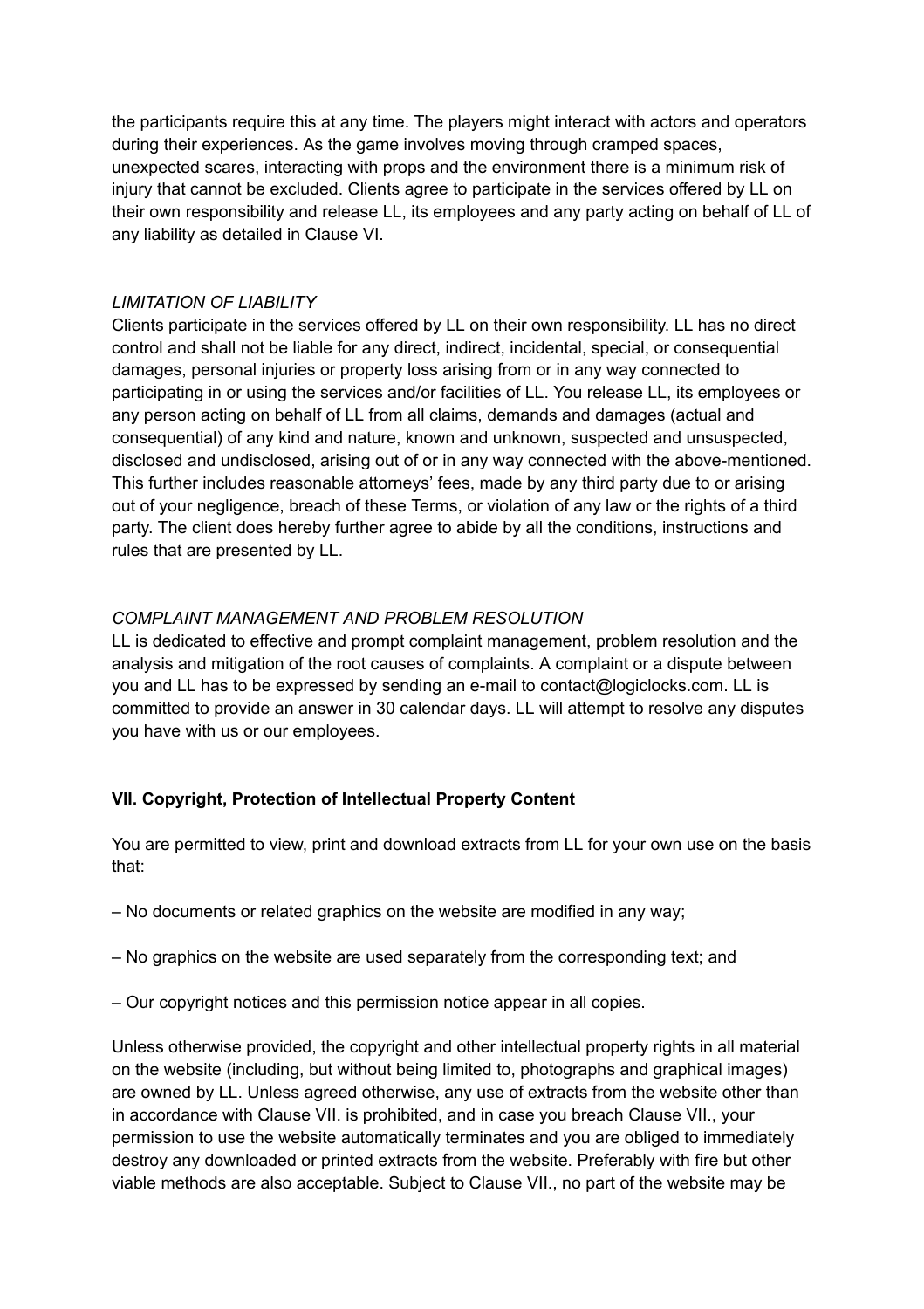the participants require this at any time. The players might interact with actors and operators during their experiences. As the game involves moving through cramped spaces, unexpected scares, interacting with props and the environment there is a minimum risk of injury that cannot be excluded. Clients agree to participate in the services offered by LL on their own responsibility and release LL, its employees and any party acting on behalf of LL of any liability as detailed in Clause VI.

*LIMITATION OF LIABILITY*

Clients participate in the services offered by LL on their own responsibility. LL has no direct control and shall not be liable for any direct, indirect, incidental, special, or consequential damages, personal injuries or property loss arising from or in any way connected to participating in or using the services and/or facilities of LL. You release LL, its employees or any person acting on behalf of LL from all claims, demands and damages (actual and consequential) of any kind and nature, known and unknown, suspected and unsuspected, disclosed and undisclosed, arising out of or in any way connected with the above-mentioned. This further includes reasonable attorneys' fees, made by any third party due to or arising out of your negligence, breach of these Terms, or violation of any law or the rights of a third party. The client does hereby further agree to abide by all the conditions, instructions and rules that are presented by LL.

*COMPLAINT MANAGEMENT AND PROBLEM RESOLUTION*

LL is dedicated to effective and prompt complaint management, problem resolution and the analysis and mitigation of the root causes of complaints. A complaint or a dispute between you and LL has to be expressed by sending an e-mail to contact@logiclocks.com. LL is committed to provide an answer in 30 calendar days. LL will attempt to resolve any disputes you have with us or our employees.

**VII. Copyright, Protection of Intellectual Property Content**

You are permitted to view, print and download extracts from LL for your own use on the basis that:

– No documents or related graphics on the website are modified in any way;

– No graphics on the website are used separately from the corresponding text; and

– Our copyright notices and this permission notice appear in all copies.

Unless otherwise provided, the copyright and other intellectual property rights in all material on the website (including, but without being limited to, photographs and graphical images) are owned by LL. Unless agreed otherwise, any use of extracts from the website other than in accordance with Clause VII. is prohibited, and in case you breach Clause VII., your permission to use the website automatically terminates and you are obliged to immediately destroy any downloaded or printed extracts from the website. Preferably with fire but other viable methods are also acceptable. Subject to Clause VII., no part of the website may be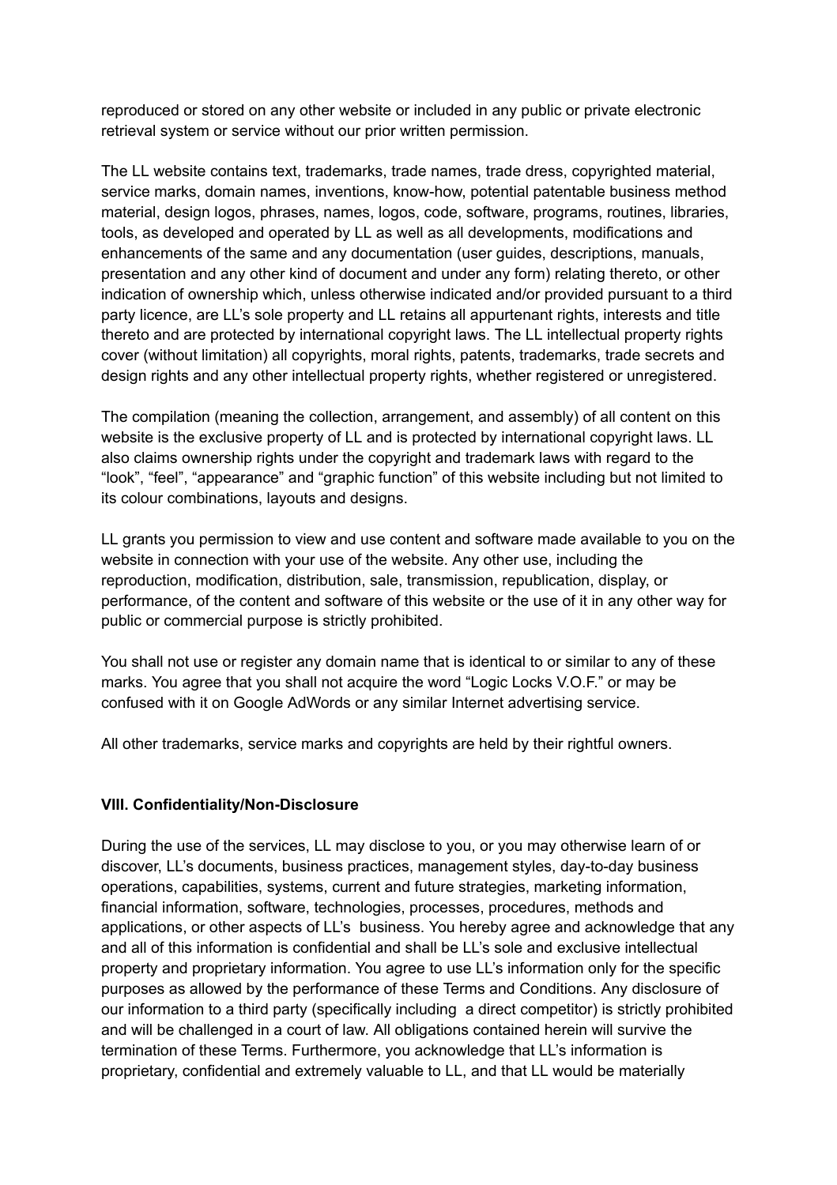reproduced or stored on any other website or included in any public or private electronic retrieval system or service without our prior written permission.

The LL website contains text, trademarks, trade names, trade dress, copyrighted material, service marks, domain names, inventions, know-how, potential patentable business method material, design logos, phrases, names, logos, code, software, programs, routines, libraries, tools, as developed and operated by LL as well as all developments, modifications and enhancements of the same and any documentation (user guides, descriptions, manuals, presentation and any other kind of document and under any form) relating thereto, or other indication of ownership which, unless otherwise indicated and/or provided pursuant to a third party licence, are LL's sole property and LL retains all appurtenant rights, interests and title thereto and are protected by international copyright laws. The LL intellectual property rights cover (without limitation) all copyrights, moral rights, patents, trademarks, trade secrets and design rights and any other intellectual property rights, whether registered or unregistered.

The compilation (meaning the collection, arrangement, and assembly) of all content on this website is the exclusive property of LL and is protected by international copyright laws. LL also claims ownership rights under the copyright and trademark laws with regard to the "look", "feel", "appearance" and "graphic function" of this website including but not limited to its colour combinations, layouts and designs.

LL grants you permission to view and use content and software made available to you on the website in connection with your use of the website. Any other use, including the reproduction, modification, distribution, sale, transmission, republication, display, or performance, of the content and software of this website or the use of it in any other way for public or commercial purpose is strictly prohibited.

You shall not use or register any domain name that is identical to or similar to any of these marks. You agree that you shall not acquire the word "Logic Locks V.O.F." or may be confused with it on Google AdWords or any similar Internet advertising service.

All other trademarks, service marks and copyrights are held by their rightful owners.

## VIII. Confidentiality/Non-Disclosure

During the use of the services, LL may disclose to you, or you may otherwise learn of or discover, LL's documents, business practices, management styles, day-to-day business operations, capabilities, systems, current and future strategies, marketing information, financial information, software, technologies, processes, procedures, methods and applications, or other aspects of LL's business. You hereby agree and acknowledge that any and all of this information is confidential and shall be LL's sole and exclusive intellectual property and proprietary information. You agree to use LL's information only for the specific purposes as allowed by the performance of these Terms and Conditions. Any disclosure of our information to a third party (specifically including a direct competitor) is strictly prohibited and will be challenged in a court of law. All obligations contained herein will survive the termination of these Terms. Furthermore, you acknowledge that LL's information is proprietary, confidential and extremely valuable to LL, and that LL would be materially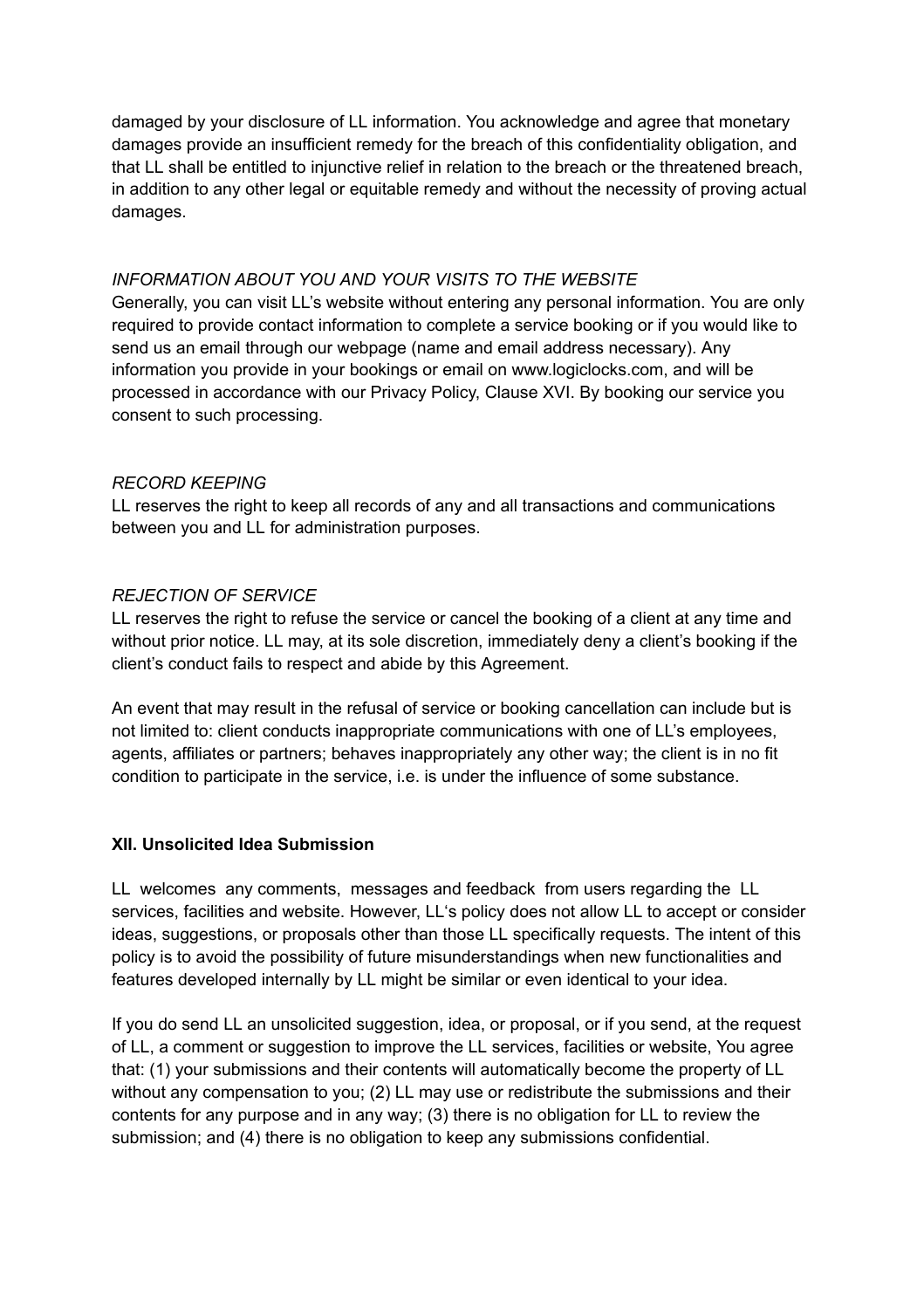damaged by your disclosure of LL information. You acknowledge and agree that monetary damages provide an insufficient remedy for the breach of this confidentiality obligation, and that LL shall be entitled to injunctive relief in relation to the breach or the threatened breach, in addition to any other legal or equitable remedy and without the necessity of proving actual damages.

*INFORMATION ABOUT YOU AND YOUR VISITS TO THE WEBSITE*

Generally, you can visit LL's website without entering any personal information. You are only required to provide contact information to complete a service booking or if you would like to send us an email through our webpage (name and email address necessary). Any information you provide in your bookings or email on www.logiclocks.com, and will be processed in accordance with our Privacy Policy, Clause XVI. By booking our service you consent to such processing.

*RECORD KEEPING*

LL reserves the right to keep all records of any and all transactions and communications between you and LL for administration purposes.

*REJECTION OF SERVICE*

LL reserves the right to refuse the service or cancel the booking of a client at any time and without prior notice. LL may, at its sole discretion, immediately deny a client's booking if the client's conduct fails to respect and abide by this Agreement.

An event that may result in the refusal of service or booking cancellation can include but is not limited to: client conducts inappropriate communications with one of LL's employees, agents, affiliates or partners; behaves inappropriately any other way; the client is in no fit condition to participate in the service, i.e. is under the influence of some substance.

**XII. Unsolicited Idea Submission**

LL welcomes any comments, messages and feedback from users regarding the LL services, facilities and website. However, LL's policy does not allow LL to accept or consider ideas, suggestions, or proposals other than those LL specifically requests. The intent of this policy is to avoid the possibility of future misunderstandings when new functionalities and features developed internally by LL might be similar or even identical to your idea.

If you do send LL an unsolicited suggestion, idea, or proposal, or if you send, at the request of LL, a comment or suggestion to improve the LL services, facilities or website, You agree that: (1) your submissions and their contents will automatically become the property of LL without any compensation to you; (2) LL may use or redistribute the submissions and their contents for any purpose and in any way; (3) there is no obligation for LL to review the submission; and (4) there is no obligation to keep any submissions confidential.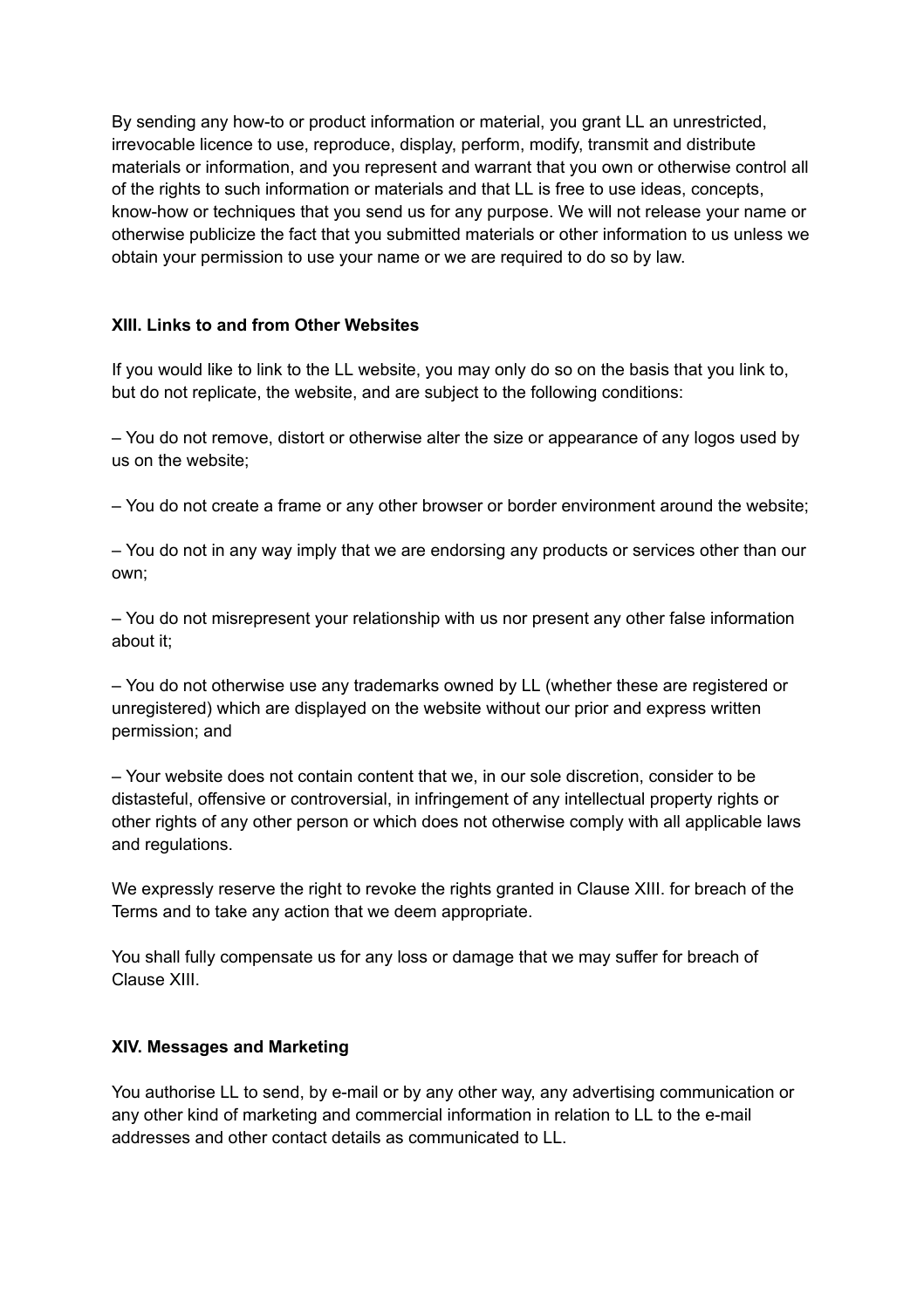By sending any how-to or product information or material, you grant LL an unrestricted, irrevocable licence to use, reproduce, display, perform, modify, transmit and distribute materials or information, and you represent and warrant that you own or otherwise control all of the rights to such information or materials and that LL is free to use ideas, concepts, know-how or techniques that you send us for any purpose. We will not release your name or otherwise publicize the fact that you submitted materials or other information to us unless we obtain your permission to use your name or we are required to do so by law.

### XIII. Links to and from Other Websites

If you would like to link to the LL website, you may only do so on the basis that you link to, but do not replicate, the website, and are subject to the following conditions:

– You do not remove, distort or otherwise alter the size or appearance of any logos used by us on the website;

– You do not create a frame or any other browser or border environment around the website;

– You do not in any way imply that we are endorsing any products or services other than our own;

– You do not misrepresent your relationship with us nor present any other false information about it;

– You do not otherwise use any trademarks owned by LL (whether these are registered or unregistered) which are displayed on the website without our prior and express written permission; and

– Your website does not contain content that we, in our sole discretion, consider to be distasteful, offensive or controversial, in infringement of any intellectual property rights or other rights of any other person or which does not otherwise comply with all applicable laws and regulations.

We expressly reserve the right to revoke the rights granted in Clause XIII. for breach of the Terms and to take any action that we deem appropriate.

You shall fully compensate us for any loss or damage that we may suffer for breach of Clause XIII.

### XIV. Messages and Marketing

You authorise LL to send, by e-mail or by any other way, any advertising communication or any other kind of marketing and commercial information in relation to LL to the e-mail addresses and other contact details as communicated to LL.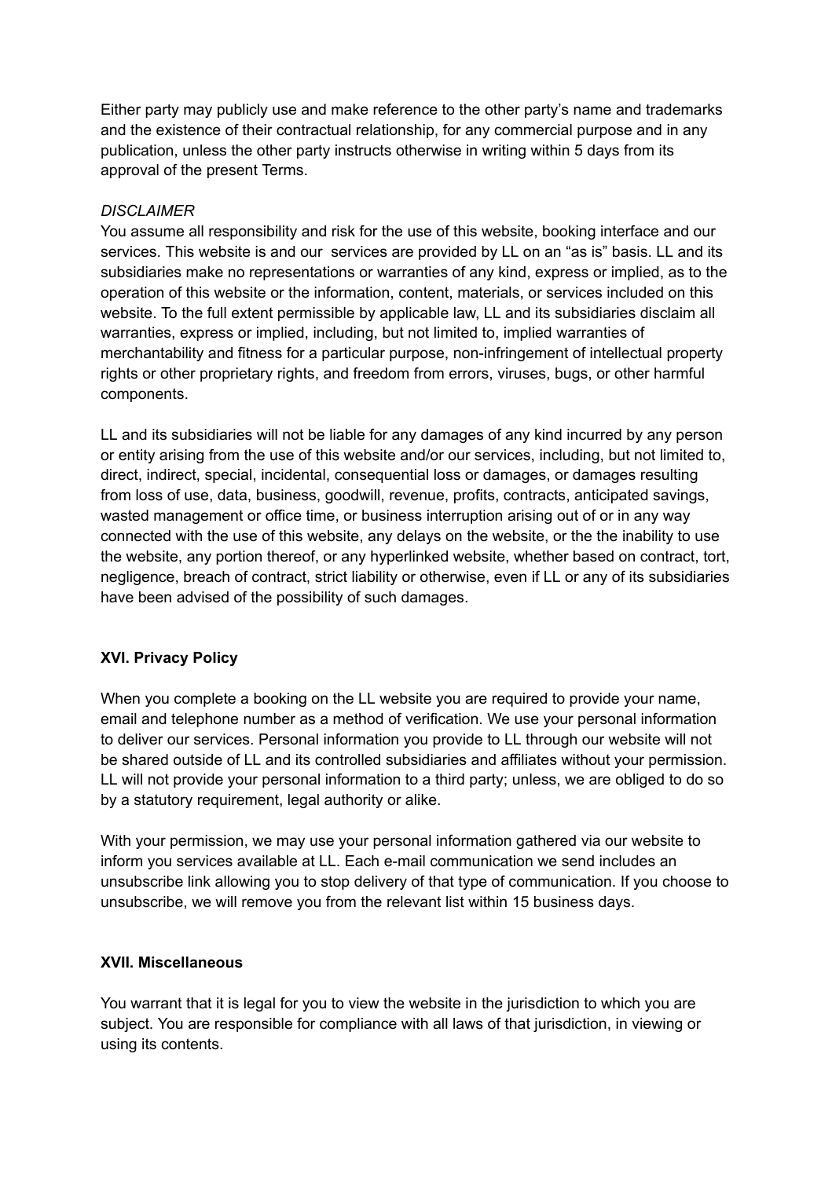Either party may publicly use and make reference to the other party's name and trademarks and the existence of their contractual relationship, for any commercial purpose and in any publication, unless the other party instructs otherwise in writing within 5 days from its approval of the present Terms.

*DISCLAIMER*

You assume all responsibility and risk for the use of this website, booking interface and our services. This website is and our services are provided by LL on an "as is" basis. LL and its subsidiaries make no representations or warranties of any kind, express or implied, as to the operation of this website or the information, content, materials, or services included on this website. To the full extent permissible by applicable law, LL and its subsidiaries disclaim all warranties, express or implied, including, but not limited to, implied warranties of merchantability and fitness for a particular purpose, non-infringement of intellectual property rights or other proprietary rights, and freedom from errors, viruses, bugs, or other harmful components.

LL and its subsidiaries will not be liable for any damages of any kind incurred by any person or entity arising from the use of this website and/or our services, including, but not limited to, direct, indirect, special, incidental, consequential loss or damages, or damages resulting from loss of use, data, business, goodwill, revenue, profits, contracts, anticipated savings, wasted management or office time, or business interruption arising out of or in any way connected with the use of this website, any delays on the website, or the the inability to use the website, any portion thereof, or any hyperlinked website, whether based on contract, tort, negligence, breach of contract, strict liability or otherwise, even if LL or any of its subsidiaries have been advised of the possibility of such damages.

**XVI. Privacy Policy**

When you complete a booking on the LL website you are required to provide your name, email and telephone number as a method of verification. We use your personal information to deliver our services. Personal information you provide to LL through our website will not be shared outside of LL and its controlled subsidiaries and affiliates without your permission. LL will not provide your personal information to a third party; unless, we are obliged to do so by a statutory requirement, legal authority or alike.

With your permission, we may use your personal information gathered via our website to inform you services available at LL. Each e-mail communication we send includes an unsubscribe link allowing you to stop delivery of that type of communication. If you choose to unsubscribe, we will remove you from the relevant list within 15 business days.

**XVII. Miscellaneous**

You warrant that it is legal for you to view the website in the jurisdiction to which you are subject. You are responsible for compliance with all laws of that jurisdiction, in viewing or using its contents.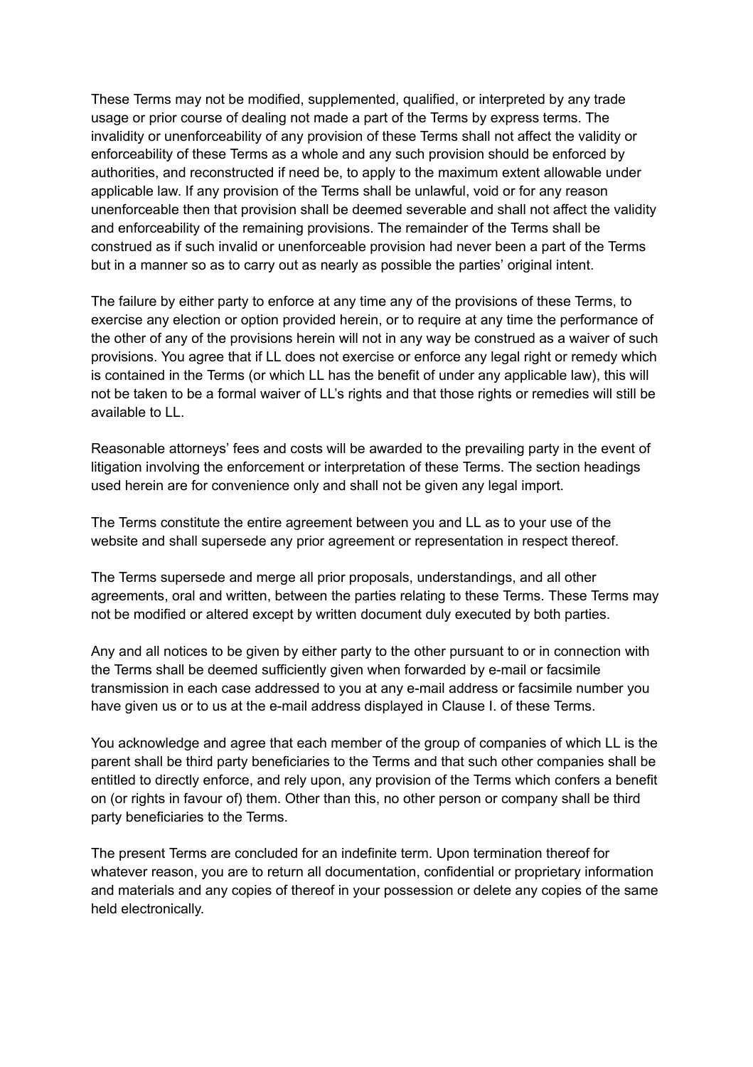These Terms may not be modified, supplemented, qualified, or interpreted by any trade usage or prior course of dealing not made a part of the Terms by express terms. The invalidity or unenforceability of any provision of these Terms shall not affect the validity or enforceability of these Terms as a whole and any such provision should be enforced by authorities, and reconstructed if need be, to apply to the maximum extent allowable under applicable law. If any provision of the Terms shall be unlawful, void or for any reason unenforceable then that provision shall be deemed severable and shall not affect the validity and enforceability of the remaining provisions. The remainder of the Terms shall be construed as if such invalid or unenforceable provision had never been a part of the Terms but in a manner so as to carry out as nearly as possible the parties' original intent.

The failure by either party to enforce at any time any of the provisions of these Terms, to exercise any election or option provided herein, or to require at any time the performance of the other of any of the provisions herein will not in any way be construed as a waiver of such provisions. You agree that if LL does not exercise or enforce any legal right or remedy which is contained in the Terms (or which LL has the benefit of under any applicable law), this will not be taken to be a formal waiver of LL's rights and that those rights or remedies will still be available to LL.

Reasonable attorneys' fees and costs will be awarded to the prevailing party in the event of litigation involving the enforcement or interpretation of these Terms. The section headings used herein are for convenience only and shall not be given any legal import.

The Terms constitute the entire agreement between you and LL as to your use of the website and shall supersede any prior agreement or representation in respect thereof.

The Terms supersede and merge all prior proposals, understandings, and all other agreements, oral and written, between the parties relating to these Terms. These Terms may not be modified or altered except by written document duly executed by both parties.

Any and all notices to be given by either party to the other pursuant to or in connection with the Terms shall be deemed sufficiently given when forwarded by e-mail or facsimile transmission in each case addressed to you at any e-mail address or facsimile number you have given us or to us at the e-mail address displayed in Clause I. of these Terms.

You acknowledge and agree that each member of the group of companies of which LL is the parent shall be third party beneficiaries to the Terms and that such other companies shall be entitled to directly enforce, and rely upon, any provision of the Terms which confers a benefit on (or rights in favour of) them. Other than this, no other person or company shall be third party beneficiaries to the Terms.

The present Terms are concluded for an indefinite term. Upon termination thereof for whatever reason, you are to return all documentation, confidential or proprietary information and materials and any copies of thereof in your possession or delete any copies of the same held electronically.